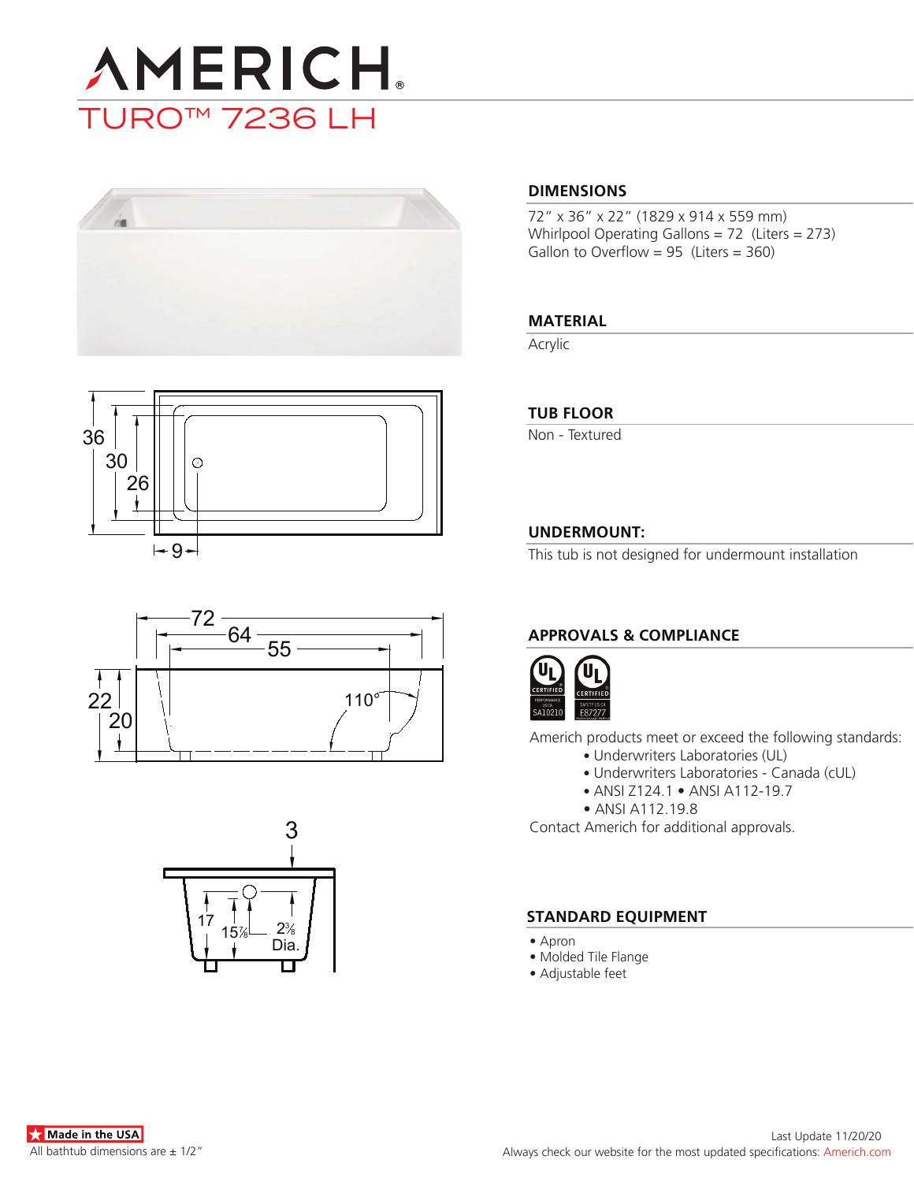# AMERICH®

## TURO™ 7236 LH

### DIMENSIONS

72″ x 36″ x 22″ (1829 x 914 x 559 mm)
Whirlpool Operating Gallons = 72 (Liters = 273)
Gallon to Overflow = 95 (Liters = 360)

### MATERIAL

Acrylic

### TUB FLOOR

Non - Textured

### UNDERMOUNT:

This tub is not designed for undermount installation

### APPROVALS & COMPLIANCE

Americh products meet or exceed the following standards:

- Underwriters Laboratories (UL)
- Underwriters Laboratories - Canada (cUL)
- ANSI Z124.1 • ANSI A112-19.7
- ANSI A112.19.8

Contact Americh for additional approvals.

### STANDARD EQUIPMENT

- Apron
- Molded Tile Flange
- Adjustable feet

Made in the USA

All bathtub dimensions are ± 1/2″

Last Update 11/20/20

Always check our website for the most updated specifications: Americh.com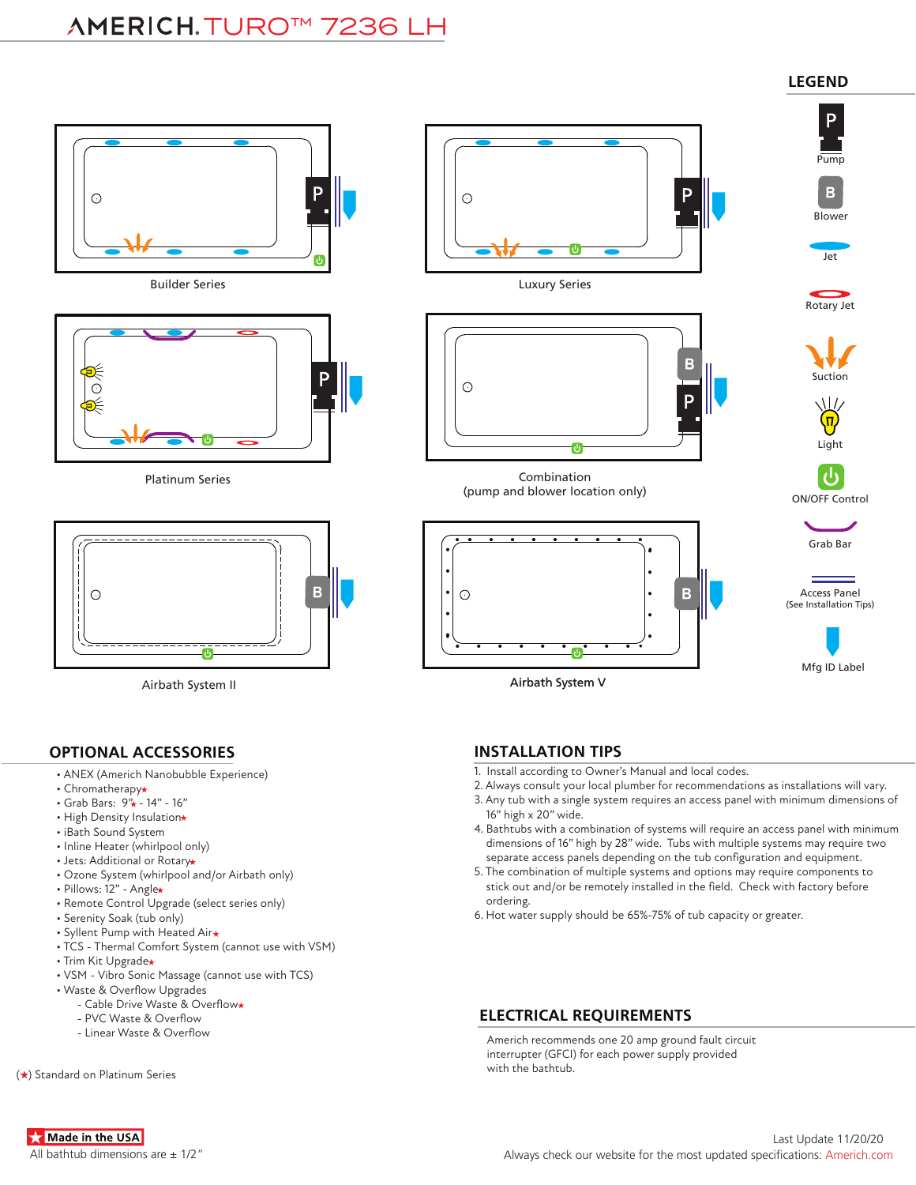# AMERICH. TURO™ 7236 LH

Builder Series

Luxury Series

Platinum Series

Combination
(pump and blower location only)

Airbath System II

Airbath System V

## LEGEND

Pump

Blower

Jet

Rotary Jet

Suction

Light

ON/OFF Control

Grab Bar

Access Panel
(See Installation Tips)

Mfg ID Label

## OPTIONAL ACCESSORIES

- ANEX (Americh Nanobubble Experience)
- Chromatherapy★
- Grab Bars: 9"★ - 14" - 16"
- High Density Insulation★
- iBath Sound System
- Inline Heater (whirlpool only)
- Jets: Additional or Rotary★
- Ozone System (whirlpool and/or Airbath only)
- Pillows: 12" - Angle★
- Remote Control Upgrade (select series only)
- Serenity Soak (tub only)
- Syllent Pump with Heated Air★
- TCS - Thermal Comfort System (cannot use with VSM)
- Trim Kit Upgrade★
- VSM - Vibro Sonic Massage (cannot use with TCS)
- Waste & Overflow Upgrades
  - Cable Drive Waste & Overflow★
  - PVC Waste & Overflow
  - Linear Waste & Overflow

(★) Standard on Platinum Series

## INSTALLATION TIPS

1. Install according to Owner's Manual and local codes.
2. Always consult your local plumber for recommendations as installations will vary.
3. Any tub with a single system requires an access panel with minimum dimensions of 16" high x 20" wide.
4. Bathtubs with a combination of systems will require an access panel with minimum dimensions of 16" high by 28" wide. Tubs with multiple systems may require two separate access panels depending on the tub configuration and equipment.
5. The combination of multiple systems and options may require components to stick out and/or be remotely installed in the field. Check with factory before ordering.
6. Hot water supply should be 65%-75% of tub capacity or greater.

## ELECTRICAL REQUIREMENTS

Americh recommends one 20 amp ground fault circuit interrupter (GFCI) for each power supply provided with the bathtub.

★ Made in the USA

All bathtub dimensions are ± 1/2"

Last Update 11/20/20

Always check our website for the most updated specifications: Americh.com